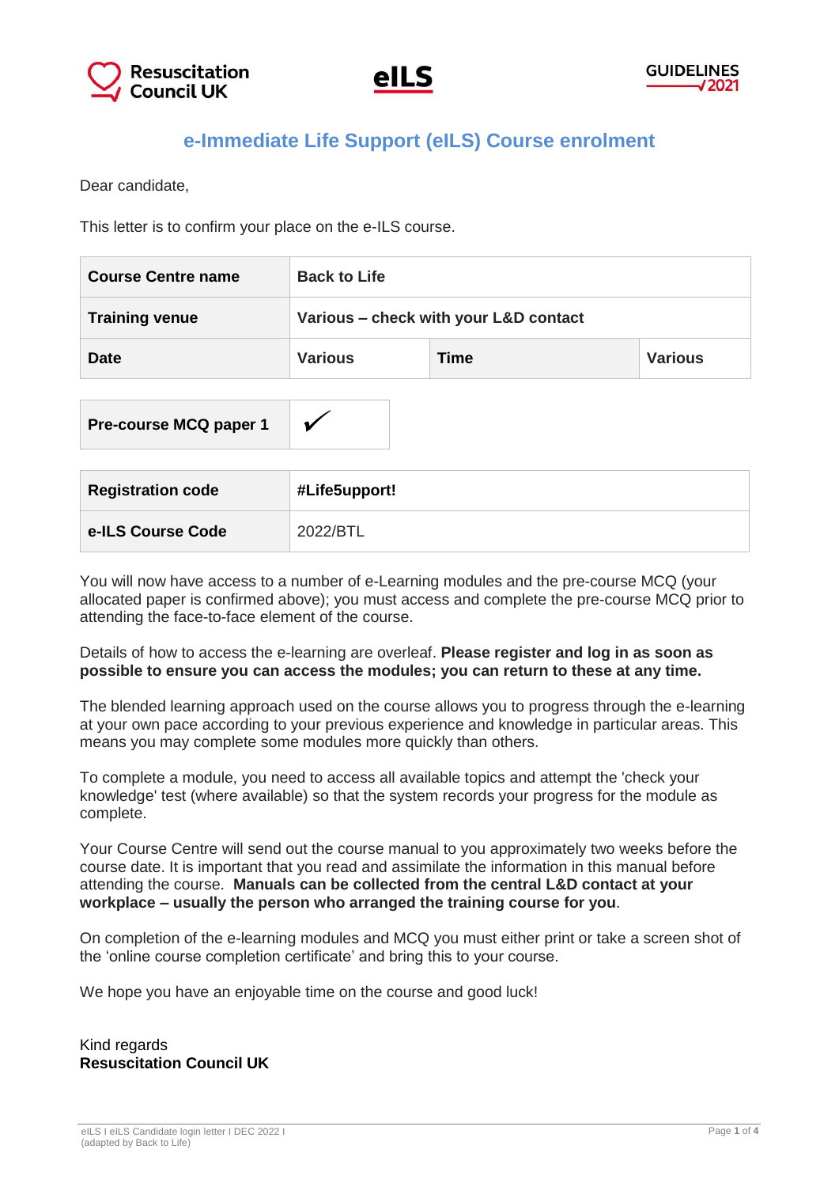# e-Immediate Life Support (eILS) Course enrolment

Dear candidate,

This letter is to confirm your place on the e-ILS course.

| **Course Centre name** | **Back to Life** | | |
|---|---|---|---|
| **Training venue** | **Various – check with your L&D contact** | | |
| **Date** | **Various** | **Time** | **Various** |

| **Pre-course MCQ paper 1** | ✓ |
|---|---|

| **Registration code** | **#Life5upport!** |
|---|---|
| **e-ILS Course Code** | 2022/BTL |

You will now have access to a number of e-Learning modules and the pre-course MCQ (your allocated paper is confirmed above); you must access and complete the pre-course MCQ prior to attending the face-to-face element of the course.

Details of how to access the e-learning are overleaf. **Please register and log in as soon as possible to ensure you can access the modules; you can return to these at any time.**

The blended learning approach used on the course allows you to progress through the e-learning at your own pace according to your previous experience and knowledge in particular areas. This means you may complete some modules more quickly than others.

To complete a module, you need to access all available topics and attempt the 'check your knowledge' test (where available) so that the system records your progress for the module as complete.

Your Course Centre will send out the course manual to you approximately two weeks before the course date. It is important that you read and assimilate the information in this manual before attending the course. **Manuals can be collected from the central L&D contact at your workplace – usually the person who arranged the training course for you**.

On completion of the e-learning modules and MCQ you must either print or take a screen shot of the 'online course completion certificate' and bring this to your course.

We hope you have an enjoyable time on the course and good luck!

Kind regards
**Resuscitation Council UK**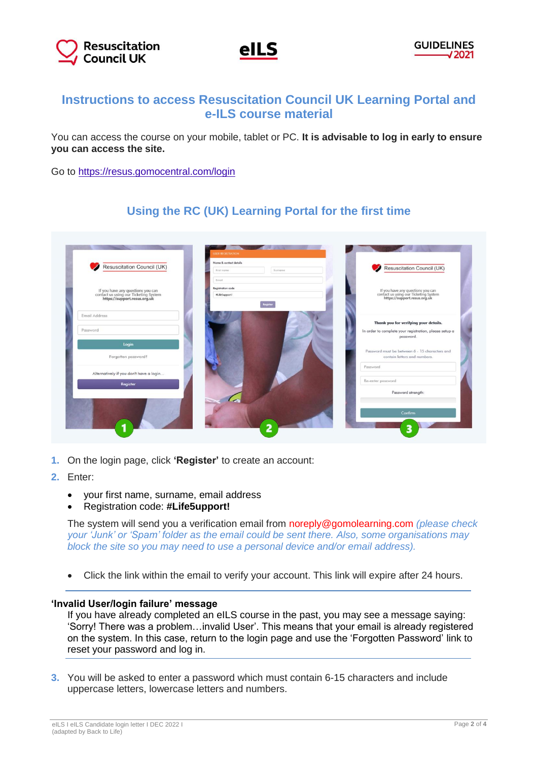Resuscitation Council UK eILS GUIDELINES 2021

# Instructions to access Resuscitation Council UK Learning Portal and e-ILS course material

You can access the course on your mobile, tablet or PC. **It is advisable to log in early to ensure you can access the site.**

Go to https://resus.gomocentral.com/login

## Using the RC (UK) Learning Portal for the first time

1. On the login page, click **'Register'** to create an account:
2. Enter:
   - your first name, surname, email address
   - Registration code: **#Life5upport!**

   The system will send you a verification email from noreply@gomolearning.com *(please check your 'Junk' or 'Spam' folder as the email could be sent there. Also, some organisations may block the site so you may need to use a personal device and/or email address).*

   - Click the link within the email to verify your account. This link will expire after 24 hours.

---

**'Invalid User/login failure' message**

If you have already completed an eILS course in the past, you may see a message saying: 'Sorry! There was a problem…invalid User'. This means that your email is already registered on the system. In this case, return to the login page and use the 'Forgotten Password' link to reset your password and log in.

---

3. You will be asked to enter a password which must contain 6-15 characters and include uppercase letters, lowercase letters and numbers.

eILS I eILS Candidate login letter I DEC 2022 I
(adapted by Back to Life)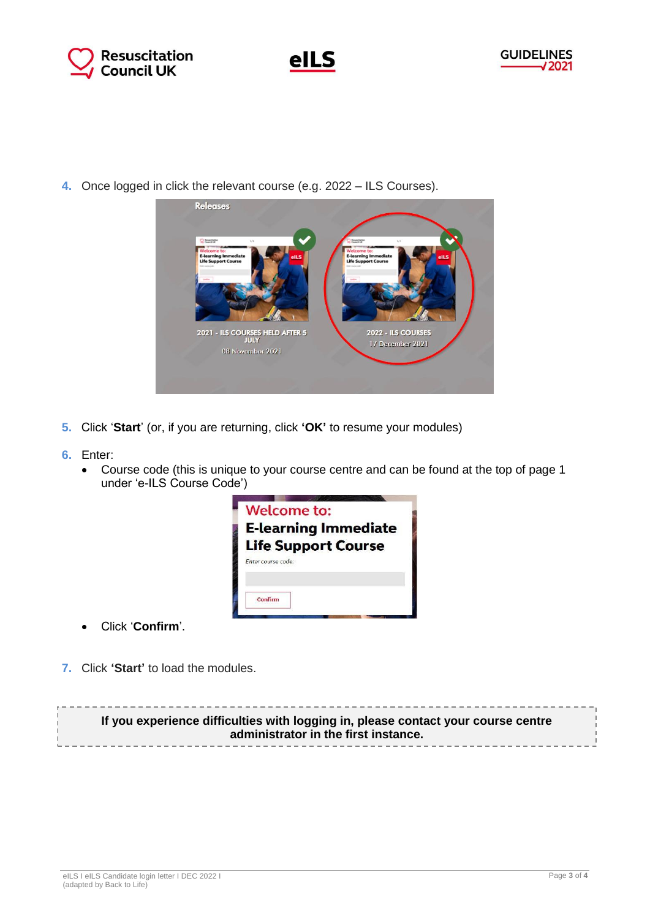4. Once logged in click the relevant course (e.g. 2022 – ILS Courses).

5. Click '**Start**' (or, if you are returning, click **'OK'** to resume your modules)

6. Enter:
   - Course code (this is unique to your course centre and can be found at the top of page 1 under 'e-ILS Course Code')
   - Click '**Confirm**'.

7. Click **'Start'** to load the modules.

**If you experience difficulties with logging in, please contact your course centre administrator in the first instance.**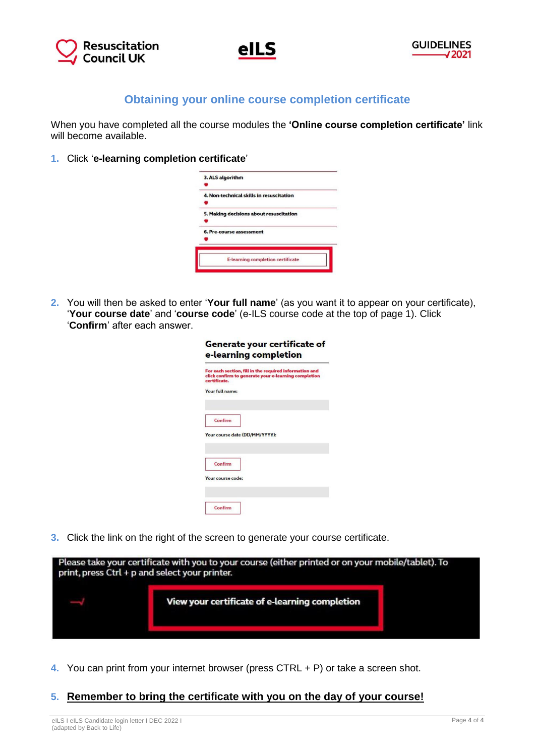## Obtaining your online course completion certificate

When you have completed all the course modules the **'Online course completion certificate'** link will become available.

1. Click '**e-learning completion certificate**'

3. ALS algorithm

4. Non-technical skills in resuscitation

5. Making decisions about resuscitation

6. Pre-course assessment

E-learning completion certificate

2. You will then be asked to enter '**Your full name**' (as you want it to appear on your certificate), '**Your course date**' and '**course code**' (e-ILS course code at the top of page 1). Click '**Confirm**' after each answer.

**Generate your certificate of e-learning completion**

For each section, fill in the required information and click confirm to generate your e-learning completion certificate.

Your full name:

Confirm

Your course date (DD/MM/YYYY):

Confirm

Your course code:

Confirm

3. Click the link on the right of the screen to generate your course certificate.

Please take your certificate with you to your course (either printed or on your mobile/tablet). To print, press Ctrl + p and select your printer.

View your certificate of e-learning completion

4. You can print from your internet browser (press CTRL + P) or take a screen shot.

5. **<u>Remember to bring the certificate with you on the day of your course!</u>**

eILS I eILS Candidate login letter I DEC 2022 I
(adapted by Back to Life)